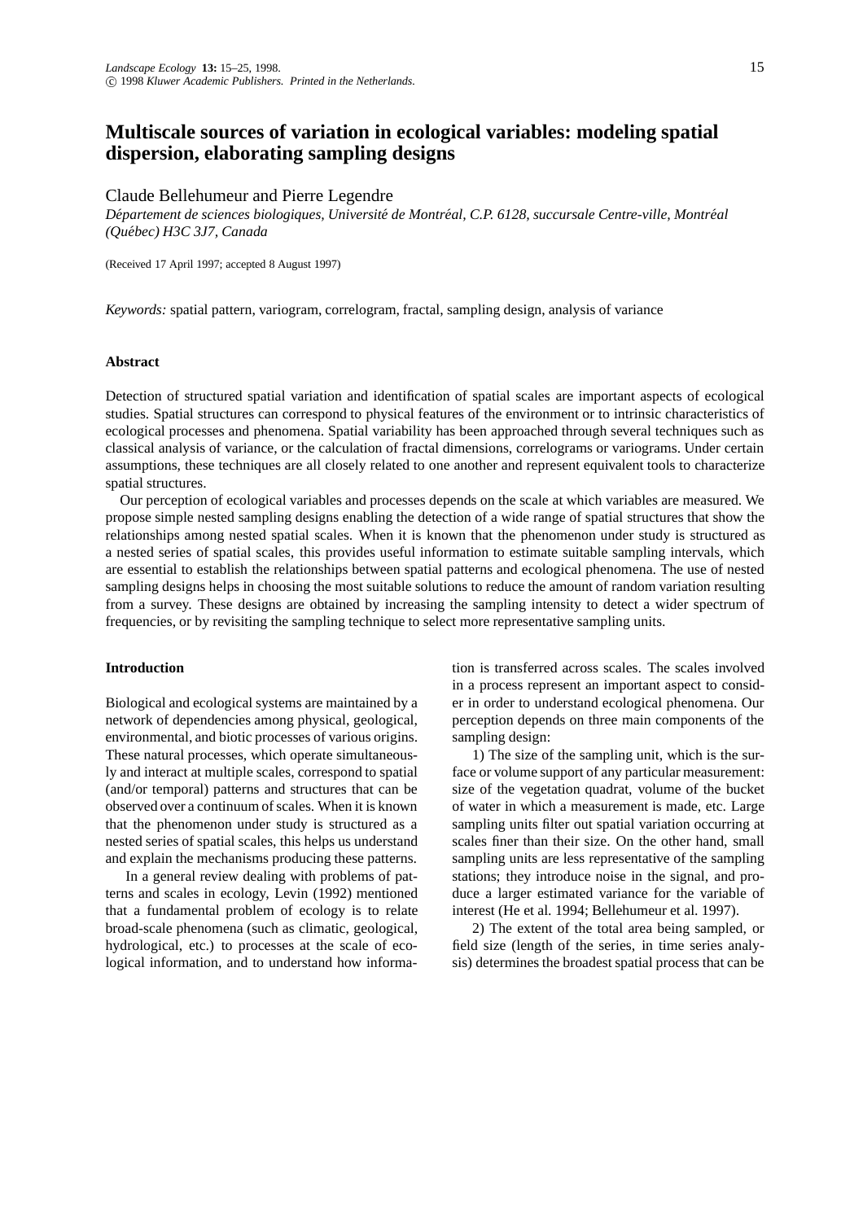# Multiscale sources of variation in ecological variables: modeling spatial dispersion, elaborating sampling designs

Claude Bellehumeur and Pierre Legendre

*Département de sciences biologiques, Université de Montréal, C.P. 6128, succursale Centre-ville, Montréal (Québec) H3C 3J7, Canada*

(Received 17 April 1997; accepted 8 August 1997)

*Keywords:* spatial pattern, variogram, correlogram, fractal, sampling design, analysis of variance

### Abstract

Detection of structured spatial variation and identification of spatial scales are important aspects of ecological studies. Spatial structures can correspond to physical features of the environment or to intrinsic characteristics of ecological processes and phenomena. Spatial variability has been approached through several techniques such as classical analysis of variance, or the calculation of fractal dimensions, correlograms or variograms. Under certain assumptions, these techniques are all closely related to one another and represent equivalent tools to characterize spatial structures.

Our perception of ecological variables and processes depends on the scale at which variables are measured. We propose simple nested sampling designs enabling the detection of a wide range of spatial structures that show the relationships among nested spatial scales. When it is known that the phenomenon under study is structured as a nested series of spatial scales, this provides useful information to estimate suitable sampling intervals, which are essential to establish the relationships between spatial patterns and ecological phenomena. The use of nested sampling designs helps in choosing the most suitable solutions to reduce the amount of random variation resulting from a survey. These designs are obtained by increasing the sampling intensity to detect a wider spectrum of frequencies, or by revisiting the sampling technique to select more representative sampling units.

### Introduction

Biological and ecological systems are maintained by a network of dependencies among physical, geological, environmental, and biotic processes of various origins. These natural processes, which operate simultaneously and interact at multiple scales, correspond to spatial (and/or temporal) patterns and structures that can be observed over a continuum of scales. When it is known that the phenomenon under study is structured as a nested series of spatial scales, this helps us understand and explain the mechanisms producing these patterns.

In a general review dealing with problems of patterns and scales in ecology, Levin (1992) mentioned that a fundamental problem of ecology is to relate broad-scale phenomena (such as climatic, geological, hydrological, etc.) to processes at the scale of ecological information, and to understand how information is transferred across scales. The scales involved in a process represent an important aspect to consider in order to understand ecological phenomena. Our perception depends on three main components of the sampling design:

1) The size of the sampling unit, which is the surface or volume support of any particular measurement: size of the vegetation quadrat, volume of the bucket of water in which a measurement is made, etc. Large sampling units filter out spatial variation occurring at scales finer than their size. On the other hand, small sampling units are less representative of the sampling stations; they introduce noise in the signal, and produce a larger estimated variance for the variable of interest (He et al. 1994; Bellehumeur et al. 1997).

2) The extent of the total area being sampled, or field size (length of the series, in time series analysis) determines the broadest spatial process that can be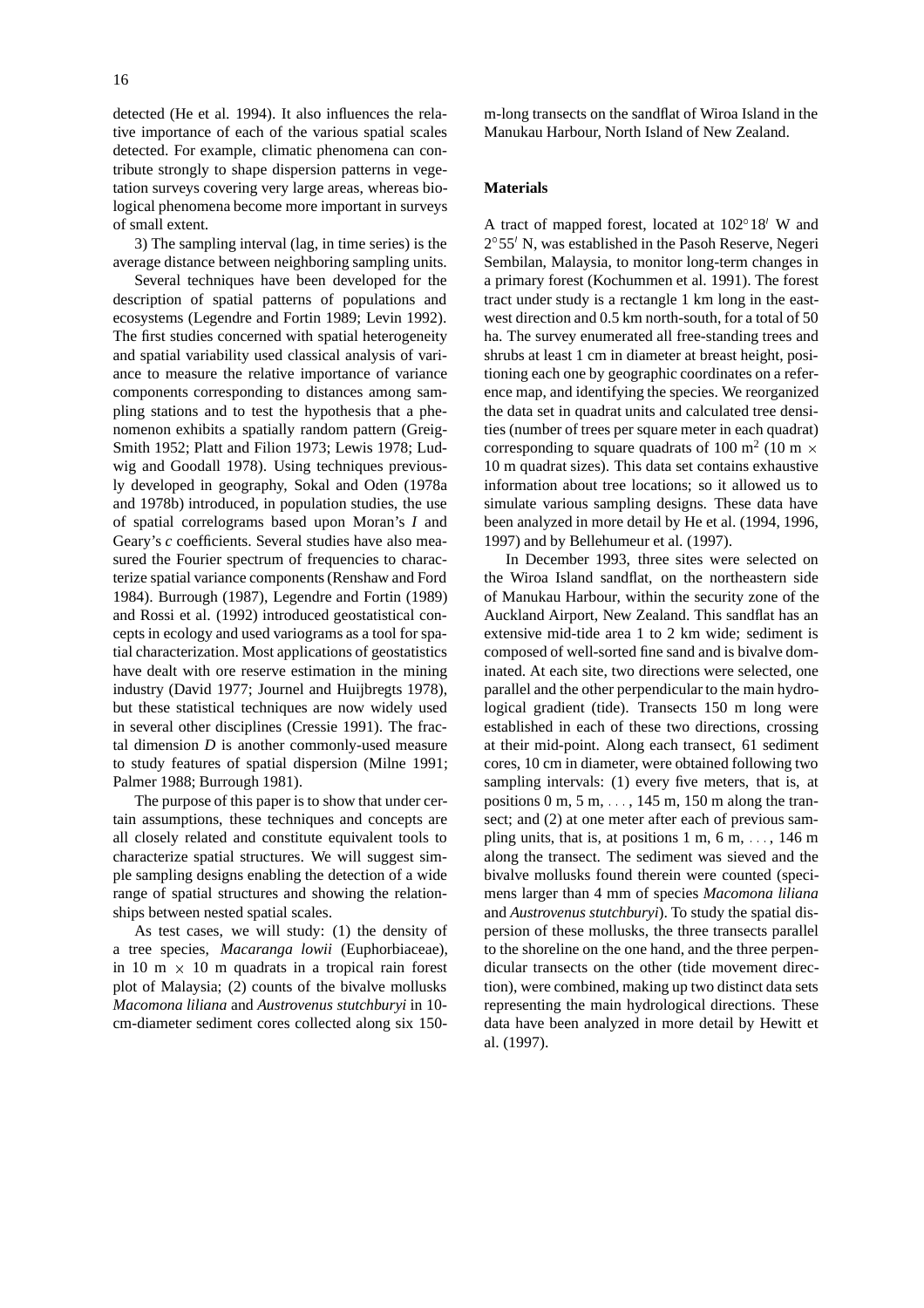detected (He et al. 1994). It also influences the relative importance of each of the various spatial scales detected. For example, climatic phenomena can contribute strongly to shape dispersion patterns in vegetation surveys covering very large areas, whereas biological phenomena become more important in surveys of small extent.

3) The sampling interval (lag, in time series) is the average distance between neighboring sampling units.

Several techniques have been developed for the description of spatial patterns of populations and ecosystems (Legendre and Fortin 1989; Levin 1992). The first studies concerned with spatial heterogeneity and spatial variability used classical analysis of variance to measure the relative importance of variance components corresponding to distances among sampling stations and to test the hypothesis that a phenomenon exhibits a spatially random pattern (Greig-Smith 1952; Platt and Filion 1973; Lewis 1978; Ludwig and Goodall 1978). Using techniques previously developed in geography, Sokal and Oden (1978a and 1978b) introduced, in population studies, the use of spatial correlograms based upon Moran's *I* and Geary's *c* coefficients. Several studies have also measured the Fourier spectrum of frequencies to characterize spatial variance components (Renshaw and Ford 1984). Burrough (1987), Legendre and Fortin (1989) and Rossi et al. (1992) introduced geostatistical concepts in ecology and used variograms as a tool for spatial characterization. Most applications of geostatistics have dealt with ore reserve estimation in the mining industry (David 1977; Journel and Huijbregts 1978), but these statistical techniques are now widely used in several other disciplines (Cressie 1991). The fractal dimension *D* is another commonly-used measure to study features of spatial dispersion (Milne 1991; Palmer 1988; Burrough 1981).

The purpose of this paper is to show that under certain assumptions, these techniques and concepts are all closely related and constitute equivalent tools to characterize spatial structures. We will suggest simple sampling designs enabling the detection of a wide range of spatial structures and showing the relationships between nested spatial scales.

As test cases, we will study: (1) the density of a tree species, *Macaranga lowii* (Euphorbiaceae), in 10 m $\times$ 10 m quadrats in a tropical rain forest plot of Malaysia; (2) counts of the bivalve mollusks *Macomona liliana* and *Austrovenus stutchburyi* in 10-cm-diameter sediment cores collected along six 150-m-long transects on the sandflat of Wiroa Island in the Manukau Harbour, North Island of New Zealand.

## Materials

A tract of mapped forest, located at $102^{\circ}18'$ W and $2^{\circ}55'$ N, was established in the Pasoh Reserve, Negeri Sembilan, Malaysia, to monitor long-term changes in a primary forest (Kochummen et al. 1991). The forest tract under study is a rectangle 1 km long in the east-west direction and 0.5 km north-south, for a total of 50 ha. The survey enumerated all free-standing trees and shrubs at least 1 cm in diameter at breast height, positioning each one by geographic coordinates on a reference map, and identifying the species. We reorganized the data set in quadrat units and calculated tree densities (number of trees per square meter in each quadrat) corresponding to square quadrats of 100 m$^2$ (10 m $\times$ 10 m quadrat sizes). This data set contains exhaustive information about tree locations; so it allowed us to simulate various sampling designs. These data have been analyzed in more detail by He et al. (1994, 1996, 1997) and by Bellehumeur et al. (1997).

In December 1993, three sites were selected on the Wiroa Island sandflat, on the northeastern side of Manukau Harbour, within the security zone of the Auckland Airport, New Zealand. This sandflat has an extensive mid-tide area 1 to 2 km wide; sediment is composed of well-sorted fine sand and is bivalve dominated. At each site, two directions were selected, one parallel and the other perpendicular to the main hydrological gradient (tide). Transects 150 m long were established in each of these two directions, crossing at their mid-point. Along each transect, 61 sediment cores, 10 cm in diameter, were obtained following two sampling intervals: (1) every five meters, that is, at positions 0 m, 5 m, ..., 145 m, 150 m along the transect; and (2) at one meter after each of previous sampling units, that is, at positions 1 m, 6 m, ..., 146 m along the transect. The sediment was sieved and the bivalve mollusks found therein were counted (specimens larger than 4 mm of species *Macomona liliana* and *Austrovenus stutchburyi*). To study the spatial dispersion of these mollusks, the three transects parallel to the shoreline on the one hand, and the three perpendicular transects on the other (tide movement direction), were combined, making up two distinct data sets representing the main hydrological directions. These data have been analyzed in more detail by Hewitt et al. (1997).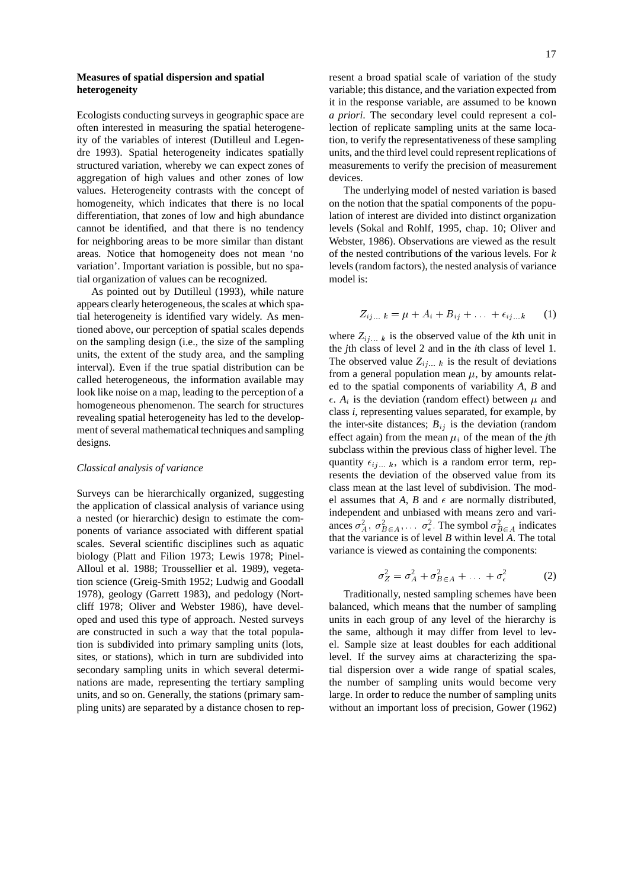### Measures of spatial dispersion and spatial heterogeneity

Ecologists conducting surveys in geographic space are often interested in measuring the spatial heterogeneity of the variables of interest (Dutilleul and Legendre 1993). Spatial heterogeneity indicates spatially structured variation, whereby we can expect zones of aggregation of high values and other zones of low values. Heterogeneity contrasts with the concept of homogeneity, which indicates that there is no local differentiation, that zones of low and high abundance cannot be identified, and that there is no tendency for neighboring areas to be more similar than distant areas. Notice that homogeneity does not mean 'no variation'. Important variation is possible, but no spatial organization of values can be recognized.

As pointed out by Dutilleul (1993), while nature appears clearly heterogeneous, the scales at which spatial heterogeneity is identified vary widely. As mentioned above, our perception of spatial scales depends on the sampling design (i.e., the size of the sampling units, the extent of the study area, and the sampling interval). Even if the true spatial distribution can be called heterogeneous, the information available may look like noise on a map, leading to the perception of a homogeneous phenomenon. The search for structures revealing spatial heterogeneity has led to the development of several mathematical techniques and sampling designs.

#### *Classical analysis of variance*

Surveys can be hierarchically organized, suggesting the application of classical analysis of variance using a nested (or hierarchic) design to estimate the components of variance associated with different spatial scales. Several scientific disciplines such as aquatic biology (Platt and Filion 1973; Lewis 1978; Pinel-Alloul et al. 1988; Troussellier et al. 1989), vegetation science (Greig-Smith 1952; Ludwig and Goodall 1978), geology (Garrett 1983), and pedology (Nortcliff 1978; Oliver and Webster 1986), have developed and used this type of approach. Nested surveys are constructed in such a way that the total population is subdivided into primary sampling units (lots, sites, or stations), which in turn are subdivided into secondary sampling units in which several determinations are made, representing the tertiary sampling units, and so on. Generally, the stations (primary sampling units) are separated by a distance chosen to represent a broad spatial scale of variation of the study variable; this distance, and the variation expected from it in the response variable, are assumed to be known *a priori*. The secondary level could represent a collection of replicate sampling units at the same location, to verify the representativeness of these sampling units, and the third level could represent replications of measurements to verify the precision of measurement devices.

The underlying model of nested variation is based on the notion that the spatial components of the population of interest are divided into distinct organization levels (Sokal and Rohlf, 1995, chap. 10; Oliver and Webster, 1986). Observations are viewed as the result of the nested contributions of the various levels. For *k* levels (random factors), the nested analysis of variance model is:

$$Z_{ij\dots k} = \mu + A_i + B_{ij} + \dots + \epsilon_{ij\dots k} \qquad (1)$$

where $Z_{ij\dots k}$ is the observed value of the *k*th unit in the *j*th class of level 2 and in the *i*th class of level 1. The observed value $Z_{ij\dots k}$ is the result of deviations from a general population mean $\mu$, by amounts related to the spatial components of variability *A*, *B* and $\epsilon$. $A_i$ is the deviation (random effect) between $\mu$ and class *i*, representing values separated, for example, by the inter-site distances; $B_{ij}$ is the deviation (random effect again) from the mean $\mu_i$ of the mean of the *j*th subclass within the previous class of higher level. The quantity $\epsilon_{ij\dots k}$, which is a random error term, represents the deviation of the observed value from its class mean at the last level of subdivision. The model assumes that *A*, *B* and $\epsilon$ are normally distributed, independent and unbiased with means zero and variances $\sigma^2_A$, $\sigma^2_{B\in A}, \dots$ $\sigma^2_\epsilon$. The symbol $\sigma^2_{B\in A}$ indicates that the variance is of level *B* within level *A*. The total variance is viewed as containing the components:

$$\sigma^2_Z = \sigma^2_A + \sigma^2_{B\in A} + \dots + \sigma^2_\epsilon \qquad (2)$$

Traditionally, nested sampling schemes have been balanced, which means that the number of sampling units in each group of any level of the hierarchy is the same, although it may differ from level to level. Sample size at least doubles for each additional level. If the survey aims at characterizing the spatial dispersion over a wide range of spatial scales, the number of sampling units would become very large. In order to reduce the number of sampling units without an important loss of precision, Gower (1962)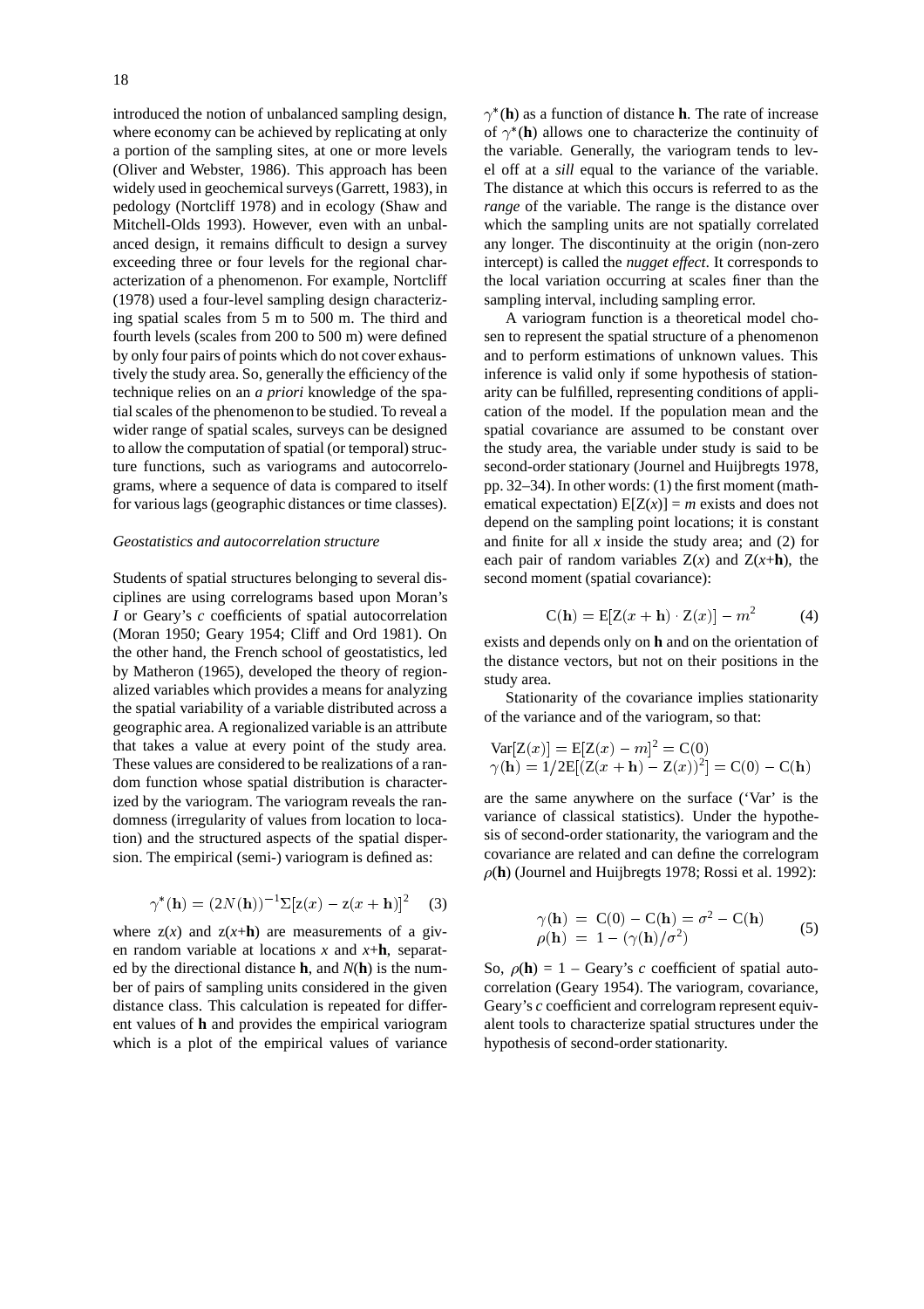introduced the notion of unbalanced sampling design, where economy can be achieved by replicating at only a portion of the sampling sites, at one or more levels (Oliver and Webster, 1986). This approach has been widely used in geochemical surveys (Garrett, 1983), in pedology (Nortcliff 1978) and in ecology (Shaw and Mitchell-Olds 1993). However, even with an unbalanced design, it remains difficult to design a survey exceeding three or four levels for the regional characterization of a phenomenon. For example, Nortcliff (1978) used a four-level sampling design characterizing spatial scales from 5 m to 500 m. The third and fourth levels (scales from 200 to 500 m) were defined by only four pairs of points which do not cover exhaustively the study area. So, generally the efficiency of the technique relies on an *a priori* knowledge of the spatial scales of the phenomenon to be studied. To reveal a wider range of spatial scales, surveys can be designed to allow the computation of spatial (or temporal) structure functions, such as variograms and autocorrelograms, where a sequence of data is compared to itself for various lags (geographic distances or time classes).

*Geostatistics and autocorrelation structure*

Students of spatial structures belonging to several disciplines are using correlograms based upon Moran's *I* or Geary's *c* coefficients of spatial autocorrelation (Moran 1950; Geary 1954; Cliff and Ord 1981). On the other hand, the French school of geostatistics, led by Matheron (1965), developed the theory of regionalized variables which provides a means for analyzing the spatial variability of a variable distributed across a geographic area. A regionalized variable is an attribute that takes a value at every point of the study area. These values are considered to be realizations of a random function whose spatial distribution is characterized by the variogram. The variogram reveals the randomness (irregularity of values from location to location) and the structured aspects of the spatial dispersion. The empirical (semi-) variogram is defined as:

$$\gamma^*(\mathbf{h}) = (2N(\mathbf{h}))^{-1}\Sigma[\mathrm{z}(x) - \mathrm{z}(x + \mathbf{h})]^2 \quad (3)$$

where $\mathrm{z}(x)$ and $\mathrm{z}(x+\mathbf{h})$ are measurements of a given random variable at locations $x$ and $x+\mathbf{h}$, separated by the directional distance $\mathbf{h}$, and $N(\mathbf{h})$ is the number of pairs of sampling units considered in the given distance class. This calculation is repeated for different values of $\mathbf{h}$ and provides the empirical variogram which is a plot of the empirical values of variance $\gamma^*(\mathbf{h})$ as a function of distance $\mathbf{h}$. The rate of increase of $\gamma^*(\mathbf{h})$ allows one to characterize the continuity of the variable. Generally, the variogram tends to level off at a *sill* equal to the variance of the variable. The distance at which this occurs is referred to as the *range* of the variable. The range is the distance over which the sampling units are not spatially correlated any longer. The discontinuity at the origin (non-zero intercept) is called the *nugget effect*. It corresponds to the local variation occurring at scales finer than the sampling interval, including sampling error.

A variogram function is a theoretical model chosen to represent the spatial structure of a phenomenon and to perform estimations of unknown values. This inference is valid only if some hypothesis of stationarity can be fulfilled, representing conditions of application of the model. If the population mean and the spatial covariance are assumed to be constant over the study area, the variable under study is said to be second-order stationary (Journel and Huijbregts 1978, pp. 32–34). In other words: (1) the first moment (mathematical expectation) $\mathrm{E}[\mathrm{Z}(x)] = m$ exists and does not depend on the sampling point locations; it is constant and finite for all $x$ inside the study area; and (2) for each pair of random variables $\mathrm{Z}(x)$ and $\mathrm{Z}(x+\mathbf{h})$, the second moment (spatial covariance):

$$\mathrm{C}(\mathbf{h}) = \mathrm{E}[\mathrm{Z}(x + \mathbf{h}) \cdot \mathrm{Z}(x)] - m^2 \quad (4)$$

exists and depends only on $\mathbf{h}$ and on the orientation of the distance vectors, but not on their positions in the study area.

Stationarity of the covariance implies stationarity of the variance and of the variogram, so that:

$$\begin{aligned}
&\mathrm{Var}[\mathrm{Z}(x)] = \mathrm{E}[\mathrm{Z}(x) - m]^2 = \mathrm{C}(0) \\
&\gamma(\mathbf{h}) = 1/2\mathrm{E}[(\mathrm{Z}(x + \mathbf{h}) - \mathrm{Z}(x))^2] = \mathrm{C}(0) - \mathrm{C}(\mathbf{h})
\end{aligned}$$

are the same anywhere on the surface ('Var' is the variance of classical statistics). Under the hypothesis of second-order stationarity, the variogram and the covariance are related and can define the correlogram $\rho(\mathbf{h})$ (Journel and Huijbregts 1978; Rossi et al. 1992):

$$\begin{aligned}
\gamma(\mathbf{h}) &= \mathrm{C}(0) - \mathrm{C}(\mathbf{h}) = \sigma^2 - \mathrm{C}(\mathbf{h}) \\
\rho(\mathbf{h}) &= 1 - (\gamma(\mathbf{h})/\sigma^2)
\end{aligned} \quad (5)$$

So, $\rho(\mathbf{h}) = 1 -$ Geary's *c* coefficient of spatial autocorrelation (Geary 1954). The variogram, covariance, Geary's *c* coefficient and correlogram represent equivalent tools to characterize spatial structures under the hypothesis of second-order stationarity.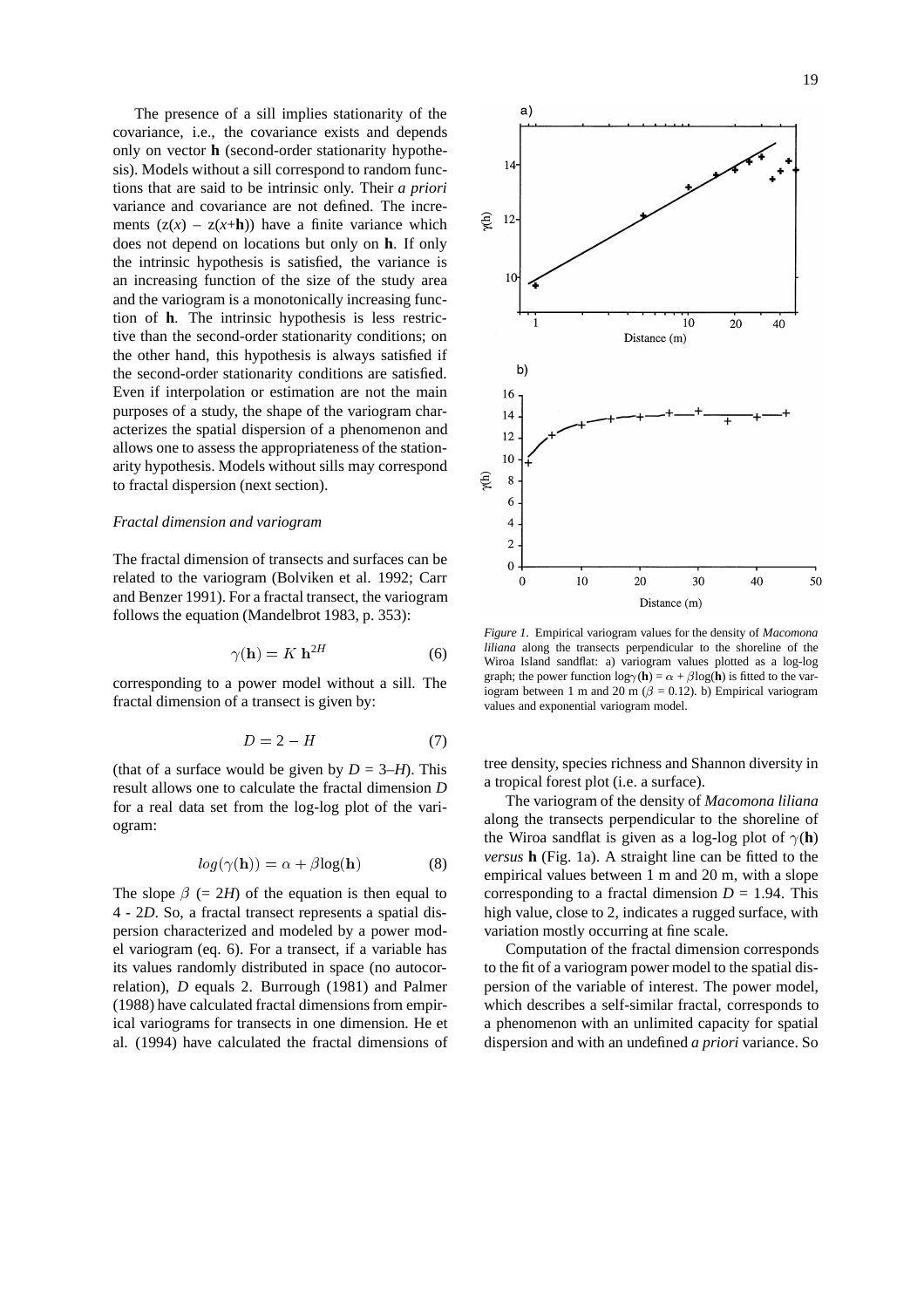The presence of a sill implies stationarity of the covariance, i.e., the covariance exists and depends only on vector **h** (second-order stationarity hypothesis). Models without a sill correspond to random functions that are said to be intrinsic only. Their *a priori* variance and covariance are not defined. The increments ($z(x)$ – $z(x+\mathbf{h})$) have a finite variance which does not depend on locations but only on **h**. If only the intrinsic hypothesis is satisfied, the variance is an increasing function of the size of the study area and the variogram is a monotonically increasing function of **h**. The intrinsic hypothesis is less restrictive than the second-order stationarity conditions; on the other hand, this hypothesis is always satisfied if the second-order stationarity conditions are satisfied. Even if interpolation or estimation are not the main purposes of a study, the shape of the variogram characterizes the spatial dispersion of a phenomenon and allows one to assess the appropriateness of the stationarity hypothesis. Models without sills may correspond to fractal dispersion (next section).

*Fractal dimension and variogram*

The fractal dimension of transects and surfaces can be related to the variogram (Bolviken et al. 1992; Carr and Benzer 1991). For a fractal transect, the variogram follows the equation (Mandelbrot 1983, p. 353):

$$\gamma(\mathbf{h}) = K\ \mathbf{h}^{2H} \tag{6}$$

corresponding to a power model without a sill. The fractal dimension of a transect is given by:

$$D = 2 - H \tag{7}$$

(that of a surface would be given by $D = 3 – H$). This result allows one to calculate the fractal dimension $D$ for a real data set from the log-log plot of the variogram:

$$log(\gamma(\mathbf{h})) = \alpha + \beta \log(\mathbf{h}) \tag{8}$$

The slope $\beta$ (= $2H$) of the equation is then equal to 4 - 2$D$. So, a fractal transect represents a spatial dispersion characterized and modeled by a power model variogram (eq. 6). For a transect, if a variable has its values randomly distributed in space (no autocorrelation), $D$ equals 2. Burrough (1981) and Palmer (1988) have calculated fractal dimensions from empirical variograms for transects in one dimension. He et al. (1994) have calculated the fractal dimensions of tree density, species richness and Shannon diversity in a tropical forest plot (i.e. a surface).

*Figure 1.* Empirical variogram values for the density of *Macomona liliana* along the transects perpendicular to the shoreline of the Wiroa Island sandflat: a) variogram values plotted as a log-log graph; the power function $\log\gamma(\mathbf{h}) = \alpha + \beta\log(\mathbf{h})$ is fitted to the variogram between 1 m and 20 m ($\beta = 0.12$). b) Empirical variogram values and exponential variogram model.

The variogram of the density of *Macomona liliana* along the transects perpendicular to the shoreline of the Wiroa Island sandflat is given as a log-log plot of $\gamma(\mathbf{h})$ *versus* **h** (Fig. 1a). A straight line can be fitted to the empirical values between 1 m and 20 m, with a slope corresponding to a fractal dimension $D = 1.94$. This high value, close to 2, indicates a rugged surface, with variation mostly occurring at fine scale.

Computation of the fractal dimension corresponds to the fit of a variogram power model to the spatial dispersion of the variable of interest. The power model, which describes a self-similar fractal, corresponds to a phenomenon with an unlimited capacity for spatial dispersion and with an undefined *a priori* variance. So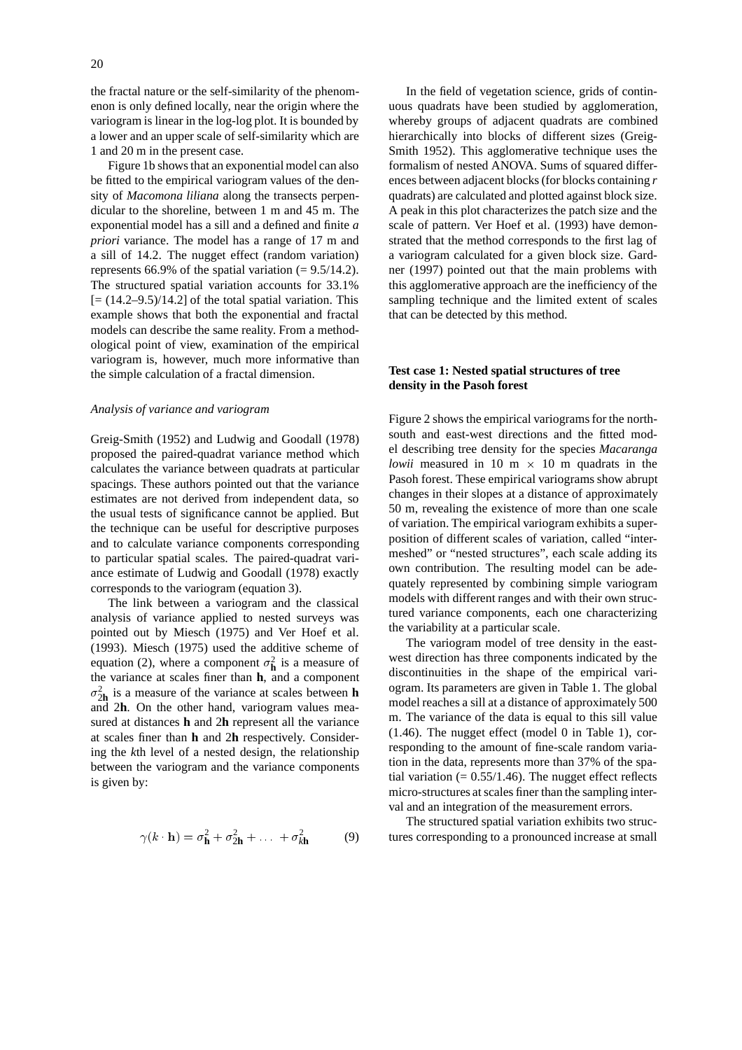the fractal nature or the self-similarity of the phenomenon is only defined locally, near the origin where the variogram is linear in the log-log plot. It is bounded by a lower and an upper scale of self-similarity which are 1 and 20 m in the present case.

Figure 1b shows that an exponential model can also be fitted to the empirical variogram values of the density of *Macomona liliana* along the transects perpendicular to the shoreline, between 1 m and 45 m. The exponential model has a sill and a defined and finite *a priori* variance. The model has a range of 17 m and a sill of 14.2. The nugget effect (random variation) represents 66.9% of the spatial variation (= 9.5/14.2). The structured spatial variation accounts for 33.1% [= (14.2–9.5)/14.2] of the total spatial variation. This example shows that both the exponential and fractal models can describe the same reality. From a methodological point of view, examination of the empirical variogram is, however, much more informative than the simple calculation of a fractal dimension.

### *Analysis of variance and variogram*

Greig-Smith (1952) and Ludwig and Goodall (1978) proposed the paired-quadrat variance method which calculates the variance between quadrats at particular spacings. These authors pointed out that the variance estimates are not derived from independent data, so the usual tests of significance cannot be applied. But the technique can be useful for descriptive purposes and to calculate variance components corresponding to particular spatial scales. The paired-quadrat variance estimate of Ludwig and Goodall (1978) exactly corresponds to the variogram (equation 3).

The link between a variogram and the classical analysis of variance applied to nested surveys was pointed out by Miesch (1975) and Ver Hoef et al. (1993). Miesch (1975) used the additive scheme of equation (2), where a component $\sigma^2_{\mathbf{h}}$ is a measure of the variance at scales finer than **h**, and a component $\sigma^2_{2\mathbf{h}}$ is a measure of the variance at scales between **h** and 2**h**. On the other hand, variogram values measured at distances **h** and 2**h** represent all the variance at scales finer than **h** and 2**h** respectively. Considering the *k*th level of a nested design, the relationship between the variogram and the variance components is given by:

$$\gamma(k \cdot \mathbf{h}) = \sigma^2_{\mathbf{h}} + \sigma^2_{2\mathbf{h}} + \dots + \sigma^2_{k\mathbf{h}} \qquad (9)$$

In the field of vegetation science, grids of continuous quadrats have been studied by agglomeration, whereby groups of adjacent quadrats are combined hierarchically into blocks of different sizes (Greig-Smith 1952). This agglomerative technique uses the formalism of nested ANOVA. Sums of squared differences between adjacent blocks (for blocks containing *r* quadrats) are calculated and plotted against block size. A peak in this plot characterizes the patch size and the scale of pattern. Ver Hoef et al. (1993) have demonstrated that the method corresponds to the first lag of a variogram calculated for a given block size. Gardner (1997) pointed out that the main problems with this agglomerative approach are the inefficiency of the sampling technique and the limited extent of scales that can be detected by this method.

## Test case 1: Nested spatial structures of tree density in the Pasoh forest

Figure 2 shows the empirical variograms for the north-south and east-west directions and the fitted model describing tree density for the species *Macaranga lowii* measured in 10 m × 10 m quadrats in the Pasoh forest. These empirical variograms show abrupt changes in their slopes at a distance of approximately 50 m, revealing the existence of more than one scale of variation. The empirical variogram exhibits a superposition of different scales of variation, called "intermeshed" or "nested structures", each scale adding its own contribution. The resulting model can be adequately represented by combining simple variogram models with different ranges and with their own structured variance components, each one characterizing the variability at a particular scale.

The variogram model of tree density in the east-west direction has three components indicated by the discontinuities in the shape of the empirical variogram. Its parameters are given in Table 1. The global model reaches a sill at a distance of approximately 500 m. The variance of the data is equal to this sill value (1.46). The nugget effect (model 0 in Table 1), corresponding to the amount of fine-scale random variation in the data, represents more than 37% of the spatial variation (= 0.55/1.46). The nugget effect reflects micro-structures at scales finer than the sampling interval and an integration of the measurement errors.

The structured spatial variation exhibits two structures corresponding to a pronounced increase at small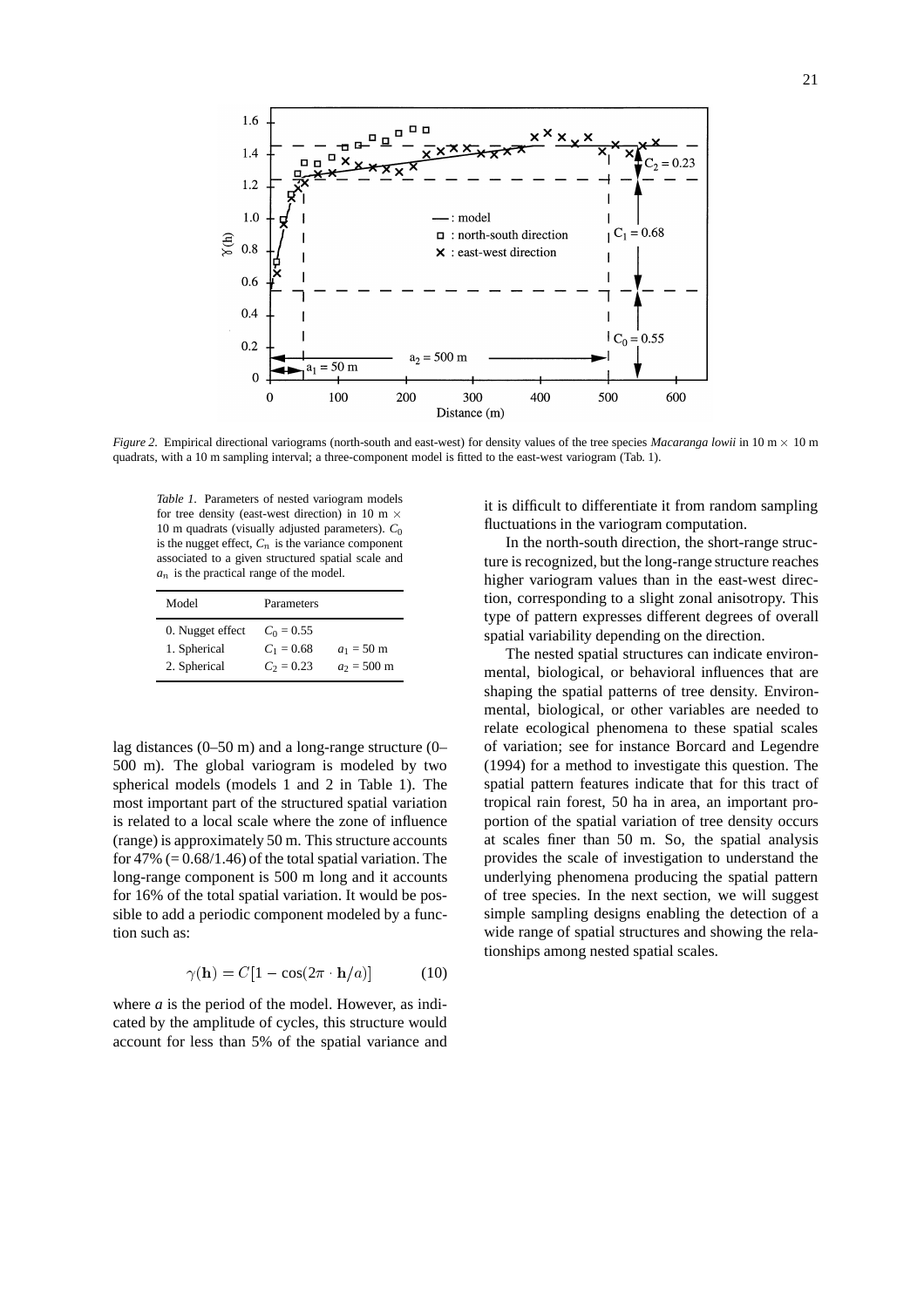1.6
1.4
1.2
1.0
γ (h) 0.8
0.6
0.4
0.2
0

C2 = 0.23
C1 = 0.68
C0 = 0.55

—: model
□ : north-south direction
× : east-west direction

a1 = 50 m
a2 = 500 m

0 100 200 300 400 500 600
Distance (m)

*Figure 2.* Empirical directional variograms (north-south and east-west) for density values of the tree species *Macaranga lowii* in 10 m × 10 m quadrats, with a 10 m sampling interval; a three-component model is fitted to the east-west variogram (Tab. 1).

*Table 1.* Parameters of nested variogram models for tree density (east-west direction) in 10 m × 10 m quadrats (visually adjusted parameters). $C_0$ is the nugget effect, $C_n$ is the variance component associated to a given structured spatial scale and $a_n$ is the practical range of the model.

| Model | Parameters | |
|---|---|---|
| 0. Nugget effect | $C_0 = 0.55$ | |
| 1. Spherical | $C_1 = 0.68$ | $a_1 = 50$ m |
| 2. Spherical | $C_2 = 0.23$ | $a_2 = 500$ m |

lag distances (0–50 m) and a long-range structure (0–500 m). The global variogram is modeled by two spherical models (models 1 and 2 in Table 1). The most important part of the structured spatial variation is related to a local scale where the zone of influence (range) is approximately 50 m. This structure accounts for 47% (= 0.68/1.46) of the total spatial variation. The long-range component is 500 m long and it accounts for 16% of the total spatial variation. It would be possible to add a periodic component modeled by a function such as:

$$\gamma(\mathbf{h}) = C[1 - \cos(2\pi \cdot \mathbf{h}/a)] \qquad (10)$$

where *a* is the period of the model. However, as indicated by the amplitude of cycles, this structure would account for less than 5% of the spatial variance and it is difficult to differentiate it from random sampling fluctuations in the variogram computation.

In the north-south direction, the short-range structure is recognized, but the long-range structure reaches higher variogram values than in the east-west direction, corresponding to a slight zonal anisotropy. This type of pattern expresses different degrees of overall spatial variability depending on the direction.

The nested spatial structures can indicate environmental, biological, or behavioral influences that are shaping the spatial patterns of tree density. Environmental, biological, or other variables are needed to relate ecological phenomena to these spatial scales of variation; see for instance Borcard and Legendre (1994) for a method to investigate this question. The spatial pattern features indicate that for this tract of tropical rain forest, 50 ha in area, an important proportion of the spatial variation of tree density occurs at scales finer than 50 m. So, the spatial analysis provides the scale of investigation to understand the underlying phenomena producing the spatial pattern of tree species. In the next section, we will suggest simple sampling designs enabling the detection of a wide range of spatial structures and showing the relationships among nested spatial scales.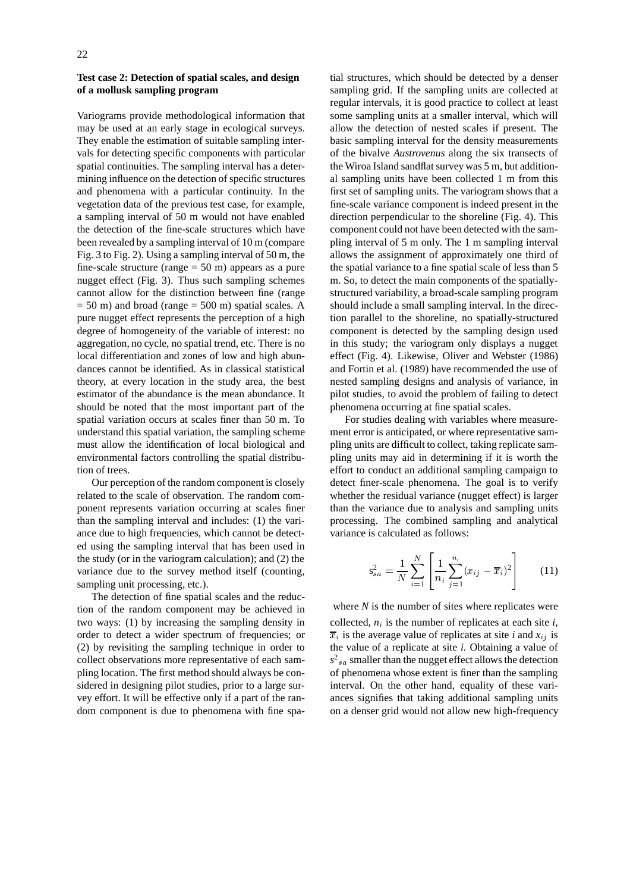### Test case 2: Detection of spatial scales, and design of a mollusk sampling program

Variograms provide methodological information that may be used at an early stage in ecological surveys. They enable the estimation of suitable sampling intervals for detecting specific components with particular spatial continuities. The sampling interval has a determining influence on the detection of specific structures and phenomena with a particular continuity. In the vegetation data of the previous test case, for example, a sampling interval of 50 m would not have enabled the detection of the fine-scale structures which have been revealed by a sampling interval of 10 m (compare Fig. 3 to Fig. 2). Using a sampling interval of 50 m, the fine-scale structure (range = 50 m) appears as a pure nugget effect (Fig. 3). Thus such sampling schemes cannot allow for the distinction between fine (range = 50 m) and broad (range = 500 m) spatial scales. A pure nugget effect represents the perception of a high degree of homogeneity of the variable of interest: no aggregation, no cycle, no spatial trend, etc. There is no local differentiation and zones of low and high abundances cannot be identified. As in classical statistical theory, at every location in the study area, the best estimator of the abundance is the mean abundance. It should be noted that the most important part of the spatial variation occurs at scales finer than 50 m. To understand this spatial variation, the sampling scheme must allow the identification of local biological and environmental factors controlling the spatial distribution of trees.

Our perception of the random component is closely related to the scale of observation. The random component represents variation occurring at scales finer than the sampling interval and includes: (1) the variance due to high frequencies, which cannot be detected using the sampling interval that has been used in the study (or in the variogram calculation); and (2) the variance due to the survey method itself (counting, sampling unit processing, etc.).

The detection of fine spatial scales and the reduction of the random component may be achieved in two ways: (1) by increasing the sampling density in order to detect a wider spectrum of frequencies; or (2) by revisiting the sampling technique in order to collect observations more representative of each sampling location. The first method should always be considered in designing pilot studies, prior to a large survey effort. It will be effective only if a part of the random component is due to phenomena with fine spatial structures, which should be detected by a denser sampling grid. If the sampling units are collected at regular intervals, it is good practice to collect at least some sampling units at a smaller interval, which will allow the detection of nested scales if present. The basic sampling interval for the density measurements of the bivalve *Austrovenus* along the six transects of the Wiroa Island sandflat survey was 5 m, but additional sampling units have been collected 1 m from this first set of sampling units. The variogram shows that a fine-scale variance component is indeed present in the direction perpendicular to the shoreline (Fig. 4). This component could not have been detected with the sampling interval of 5 m only. The 1 m sampling interval allows the assignment of approximately one third of the spatial variance to a fine spatial scale of less than 5 m. So, to detect the main components of the spatially-structured variability, a broad-scale sampling program should include a small sampling interval. In the direction parallel to the shoreline, no spatially-structured component is detected by the sampling design used in this study; the variogram only displays a nugget effect (Fig. 4). Likewise, Oliver and Webster (1986) and Fortin et al. (1989) have recommended the use of nested sampling designs and analysis of variance, in pilot studies, to avoid the problem of failing to detect phenomena occurring at fine spatial scales.

For studies dealing with variables where measurement error is anticipated, or where representative sampling units are difficult to collect, taking replicate sampling units may aid in determining if it is worth the effort to conduct an additional sampling campaign to detect finer-scale phenomena. The goal is to verify whether the residual variance (nugget effect) is larger than the variance due to analysis and sampling units processing. The combined sampling and analytical variance is calculated as follows:

$$s_{sa}^2 = \frac{1}{N}\sum_{i=1}^{N}\left[\frac{1}{n_i}\sum_{j=1}^{n_i}(x_{ij} - \overline{x}_i)^2\right] \qquad (11)$$

where $N$ is the number of sites where replicates were collected, $n_i$ is the number of replicates at each site $i$, $\overline{x}_i$ is the average value of replicates at site $i$ and $x_{ij}$ is the value of a replicate at site $i$. Obtaining a value of $s^2{}_{sa}$ smaller than the nugget effect allows the detection of phenomena whose extent is finer than the sampling interval. On the other hand, equality of these variances signifies that taking additional sampling units on a denser grid would not allow new high-frequency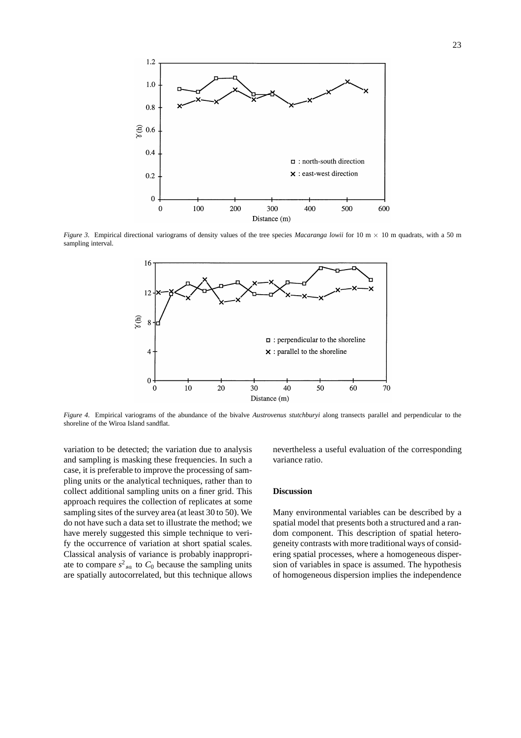1.2
1.0
0.8
γ (h) 0.6
0.4
0.2
0
0 100 200 300 400 500 600
Distance (m)
□ : north-south direction
× : east-west direction

*Figure 3.* Empirical directional variograms of density values of the tree species *Macaranga lowii* for 10 m × 10 m quadrats, with a 50 m sampling interval.

16
12
γ (h) 8
4
0
0 10 20 30 40 50 60 70
Distance (m)
□ : perpendicular to the shoreline
× : parallel to the shoreline

*Figure 4.* Empirical variograms of the abundance of the bivalve *Austrovenus stutchburyi* along transects parallel and perpendicular to the shoreline of the Wiroa Island sandflat.

variation to be detected; the variation due to analysis and sampling is masking these frequencies. In such a case, it is preferable to improve the processing of sampling units or the analytical techniques, rather than to collect additional sampling units on a finer grid. This approach requires the collection of replicates at some sampling sites of the survey area (at least 30 to 50). We do not have such a data set to illustrate the method; we have merely suggested this simple technique to verify the occurrence of variation at short spatial scales. Classical analysis of variance is probably inappropriate to compare $s^2_{sa}$ to $C_0$ because the sampling units are spatially autocorrelated, but this technique allows nevertheless a useful evaluation of the corresponding variance ratio.

## Discussion

Many environmental variables can be described by a spatial model that presents both a structured and a random component. This description of spatial heterogeneity contrasts with more traditional ways of considering spatial processes, where a homogeneous dispersion of variables in space is assumed. The hypothesis of homogeneous dispersion implies the independence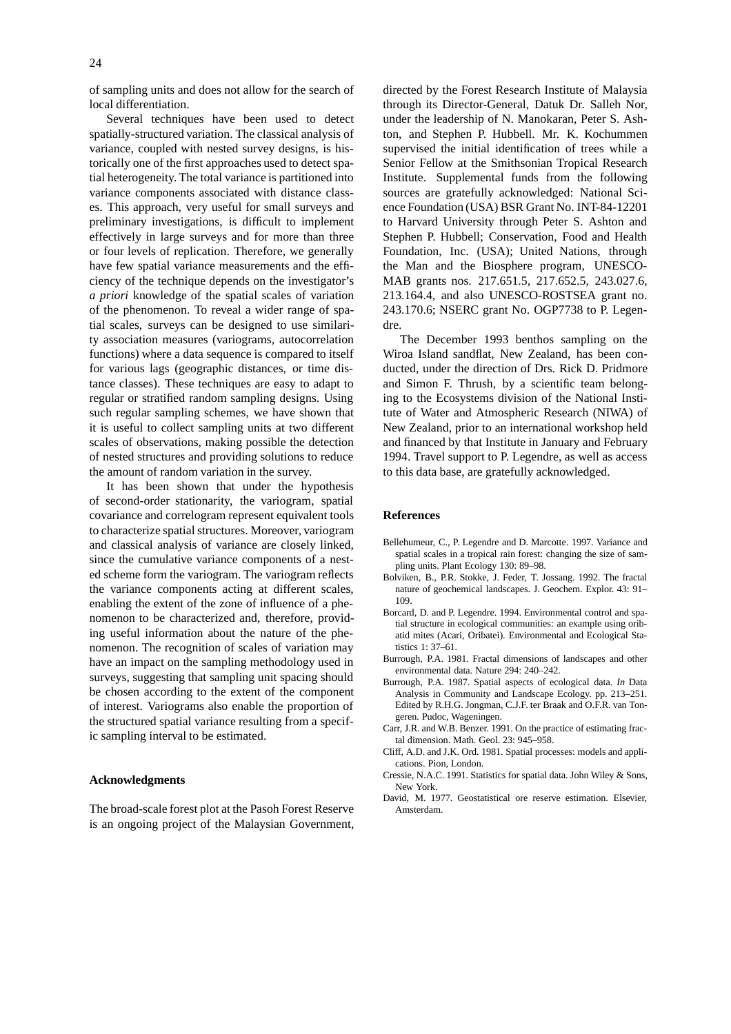of sampling units and does not allow for the search of local differentiation.

Several techniques have been used to detect spatially-structured variation. The classical analysis of variance, coupled with nested survey designs, is historically one of the first approaches used to detect spatial heterogeneity. The total variance is partitioned into variance components associated with distance classes. This approach, very useful for small surveys and preliminary investigations, is difficult to implement effectively in large surveys and for more than three or four levels of replication. Therefore, we generally have few spatial variance measurements and the efficiency of the technique depends on the investigator's *a priori* knowledge of the spatial scales of variation of the phenomenon. To reveal a wider range of spatial scales, surveys can be designed to use similarity association measures (variograms, autocorrelation functions) where a data sequence is compared to itself for various lags (geographic distances, or time distance classes). These techniques are easy to adapt to regular or stratified random sampling designs. Using such regular sampling schemes, we have shown that it is useful to collect sampling units at two different scales of observations, making possible the detection of nested structures and providing solutions to reduce the amount of random variation in the survey.

It has been shown that under the hypothesis of second-order stationarity, the variogram, spatial covariance and correlogram represent equivalent tools to characterize spatial structures. Moreover, variogram and classical analysis of variance are closely linked, since the cumulative variance components of a nested scheme form the variogram. The variogram reflects the variance components acting at different scales, enabling the extent of the zone of influence of a phenomenon to be characterized and, therefore, providing useful information about the nature of the phenomenon. The recognition of scales of variation may have an impact on the sampling methodology used in surveys, suggesting that sampling unit spacing should be chosen according to the extent of the component of interest. Variograms also enable the proportion of the structured spatial variance resulting from a specific sampling interval to be estimated.

## Acknowledgments

The broad-scale forest plot at the Pasoh Forest Reserve is an ongoing project of the Malaysian Government, directed by the Forest Research Institute of Malaysia through its Director-General, Datuk Dr. Salleh Nor, under the leadership of N. Manokaran, Peter S. Ashton, and Stephen P. Hubbell. Mr. K. Kochummen supervised the initial identification of trees while a Senior Fellow at the Smithsonian Tropical Research Institute. Supplemental funds from the following sources are gratefully acknowledged: National Science Foundation (USA) BSR Grant No. INT-84-12201 to Harvard University through Peter S. Ashton and Stephen P. Hubbell; Conservation, Food and Health Foundation, Inc. (USA); United Nations, through the Man and the Biosphere program, UNESCO-MAB grants nos. 217.651.5, 217.652.5, 243.027.6, 213.164.4, and also UNESCO-ROSTSEA grant no. 243.170.6; NSERC grant No. OGP7738 to P. Legendre.

The December 1993 benthos sampling on the Wiroa Island sandflat, New Zealand, has been conducted, under the direction of Drs. Rick D. Pridmore and Simon F. Thrush, by a scientific team belonging to the Ecosystems division of the National Institute of Water and Atmospheric Research (NIWA) of New Zealand, prior to an international workshop held and financed by that Institute in January and February 1994. Travel support to P. Legendre, as well as access to this data base, are gratefully acknowledged.

## References

Bellehumeur, C., P. Legendre and D. Marcotte. 1997. Variance and spatial scales in a tropical rain forest: changing the size of sampling units. Plant Ecology 130: 89–98.

Bolviken, B., P.R. Stokke, J. Feder, T. Jossang. 1992. The fractal nature of geochemical landscapes. J. Geochem. Explor. 43: 91–109.

Borcard, D. and P. Legendre. 1994. Environmental control and spatial structure in ecological communities: an example using oribatid mites (Acari, Oribatei). Environmental and Ecological Statistics 1: 37–61.

Burrough, P.A. 1981. Fractal dimensions of landscapes and other environmental data. Nature 294: 240–242.

Burrough, P.A. 1987. Spatial aspects of ecological data. *In* Data Analysis in Community and Landscape Ecology. pp. 213–251. Edited by R.H.G. Jongman, C.J.F. ter Braak and O.F.R. van Tongeren. Pudoc, Wageningen.

Carr, J.R. and W.B. Benzer. 1991. On the practice of estimating fractal dimension. Math. Geol. 23: 945–958.

Cliff, A.D. and J.K. Ord. 1981. Spatial processes: models and applications. Pion, London.

Cressie, N.A.C. 1991. Statistics for spatial data. John Wiley & Sons, New York.

David, M. 1977. Geostatistical ore reserve estimation. Elsevier, Amsterdam.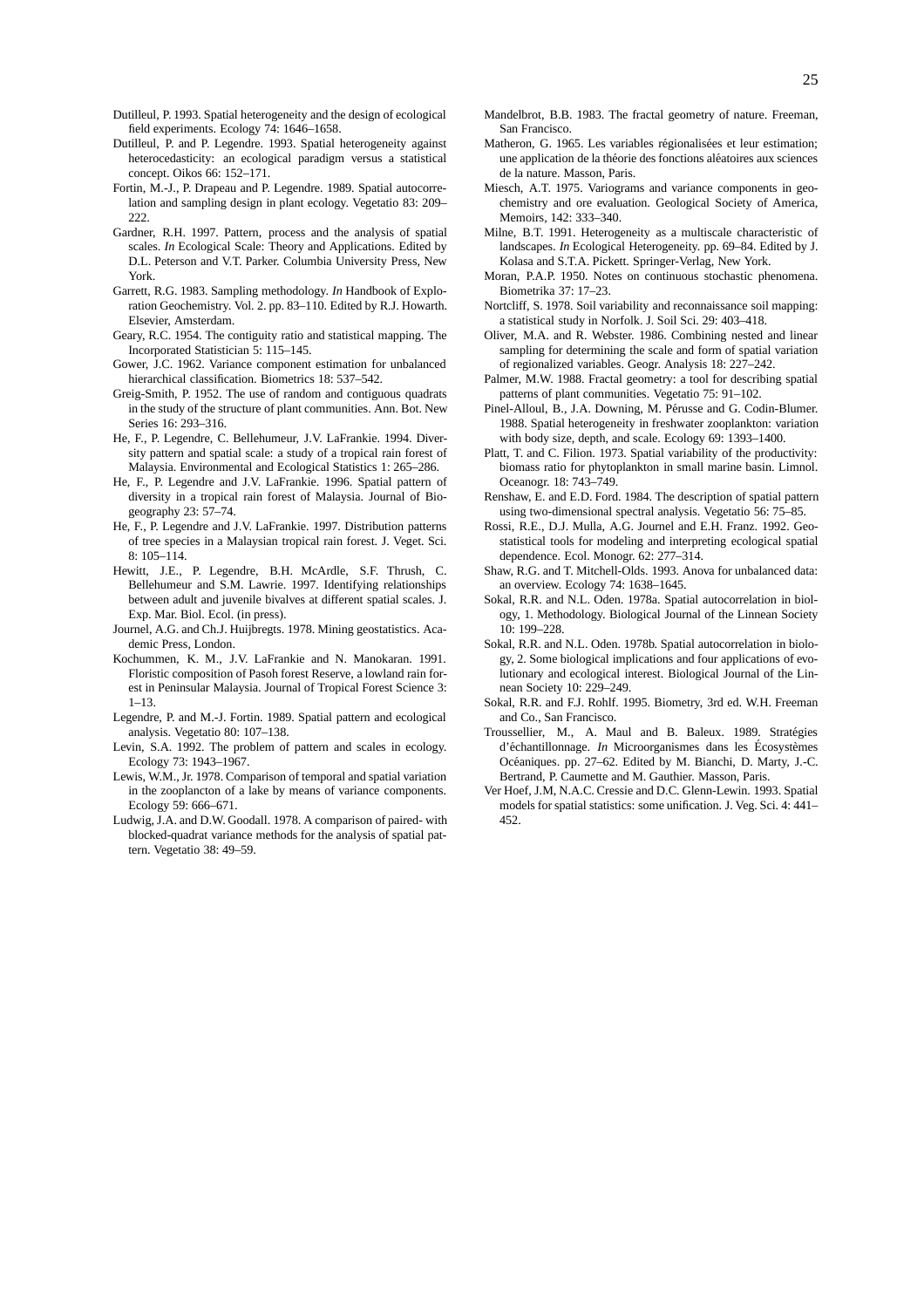Dutilleul, P. 1993. Spatial heterogeneity and the design of ecological field experiments. Ecology 74: 1646–1658.

Dutilleul, P. and P. Legendre. 1993. Spatial heterogeneity against heterocedasticity: an ecological paradigm versus a statistical concept. Oikos 66: 152–171.

Fortin, M.-J., P. Drapeau and P. Legendre. 1989. Spatial autocorrelation and sampling design in plant ecology. Vegetatio 83: 209–222.

Gardner, R.H. 1997. Pattern, process and the analysis of spatial scales. *In* Ecological Scale: Theory and Applications. Edited by D.L. Peterson and V.T. Parker. Columbia University Press, New York.

Garrett, R.G. 1983. Sampling methodology. *In* Handbook of Exploration Geochemistry. Vol. 2. pp. 83–110. Edited by R.J. Howarth. Elsevier, Amsterdam.

Geary, R.C. 1954. The contiguity ratio and statistical mapping. The Incorporated Statistician 5: 115–145.

Gower, J.C. 1962. Variance component estimation for unbalanced hierarchical classification. Biometrics 18: 537–542.

Greig-Smith, P. 1952. The use of random and contiguous quadrats in the study of the structure of plant communities. Ann. Bot. New Series 16: 293–316.

He, F., P. Legendre, C. Bellehumeur, J.V. LaFrankie. 1994. Diversity pattern and spatial scale: a study of a tropical rain forest of Malaysia. Environmental and Ecological Statistics 1: 265–286.

He, F., P. Legendre and J.V. LaFrankie. 1996. Spatial pattern of diversity in a tropical rain forest of Malaysia. Journal of Biogeography 23: 57–74.

He, F., P. Legendre and J.V. LaFrankie. 1997. Distribution patterns of tree species in a Malaysian tropical rain forest. J. Veget. Sci. 8: 105–114.

Hewitt, J.E., P. Legendre, B.H. McArdle, S.F. Thrush, C. Bellehumeur and S.M. Lawrie. 1997. Identifying relationships between adult and juvenile bivalves at different spatial scales. J. Exp. Mar. Biol. Ecol. (in press).

Journel, A.G. and Ch.J. Huijbregts. 1978. Mining geostatistics. Academic Press, London.

Kochummen, K. M., J.V. LaFrankie and N. Manokaran. 1991. Floristic composition of Pasoh forest Reserve, a lowland rain forest in Peninsular Malaysia. Journal of Tropical Forest Science 3: 1–13.

Legendre, P. and M.-J. Fortin. 1989. Spatial pattern and ecological analysis. Vegetatio 80: 107–138.

Levin, S.A. 1992. The problem of pattern and scales in ecology. Ecology 73: 1943–1967.

Lewis, W.M., Jr. 1978. Comparison of temporal and spatial variation in the zooplancton of a lake by means of variance components. Ecology 59: 666–671.

Ludwig, J.A. and D.W. Goodall. 1978. A comparison of paired- with blocked-quadrat variance methods for the analysis of spatial pattern. Vegetatio 38: 49–59.

Mandelbrot, B.B. 1983. The fractal geometry of nature. Freeman, San Francisco.

Matheron, G. 1965. Les variables régionalisées et leur estimation; une application de la théorie des fonctions aléatoires aux sciences de la nature. Masson, Paris.

Miesch, A.T. 1975. Variograms and variance components in geochemistry and ore evaluation. Geological Society of America, Memoirs, 142: 333–340.

Milne, B.T. 1991. Heterogeneity as a multiscale characteristic of landscapes. *In* Ecological Heterogeneity. pp. 69–84. Edited by J. Kolasa and S.T.A. Pickett. Springer-Verlag, New York.

Moran, P.A.P. 1950. Notes on continuous stochastic phenomena. Biometrika 37: 17–23.

Nortcliff, S. 1978. Soil variability and reconnaissance soil mapping: a statistical study in Norfolk. J. Soil Sci. 29: 403–418.

Oliver, M.A. and R. Webster. 1986. Combining nested and linear sampling for determining the scale and form of spatial variation of regionalized variables. Geogr. Analysis 18: 227–242.

Palmer, M.W. 1988. Fractal geometry: a tool for describing spatial patterns of plant communities. Vegetatio 75: 91–102.

Pinel-Alloul, B., J.A. Downing, M. Pérusse and G. Codin-Blumer. 1988. Spatial heterogeneity in freshwater zooplankton: variation with body size, depth, and scale. Ecology 69: 1393–1400.

Platt, T. and C. Filion. 1973. Spatial variability of the productivity: biomass ratio for phytoplankton in small marine basin. Limnol. Oceanogr. 18: 743–749.

Renshaw, E. and E.D. Ford. 1984. The description of spatial pattern using two-dimensional spectral analysis. Vegetatio 56: 75–85.

Rossi, R.E., D.J. Mulla, A.G. Journel and E.H. Franz. 1992. Geostatistical tools for modeling and interpreting ecological spatial dependence. Ecol. Monogr. 62: 277–314.

Shaw, R.G. and T. Mitchell-Olds. 1993. Anova for unbalanced data: an overview. Ecology 74: 1638–1645.

Sokal, R.R. and N.L. Oden. 1978a. Spatial autocorrelation in biology, 1. Methodology. Biological Journal of the Linnean Society 10: 199–228.

Sokal, R.R. and N.L. Oden. 1978b. Spatial autocorrelation in biology, 2. Some biological implications and four applications of evolutionary and ecological interest. Biological Journal of the Linnean Society 10: 229–249.

Sokal, R.R. and F.J. Rohlf. 1995. Biometry, 3rd ed. W.H. Freeman and Co., San Francisco.

Troussellier, M., A. Maul and B. Baleux. 1989. Stratégies d'échantillonnage. *In* Microorganismes dans les Écosystèmes Océaniques. pp. 27–62. Edited by M. Bianchi, D. Marty, J.-C. Bertrand, P. Caumette and M. Gauthier. Masson, Paris.

Ver Hoef, J.M, N.A.C. Cressie and D.C. Glenn-Lewin. 1993. Spatial models for spatial statistics: some unification. J. Veg. Sci. 4: 441–452.